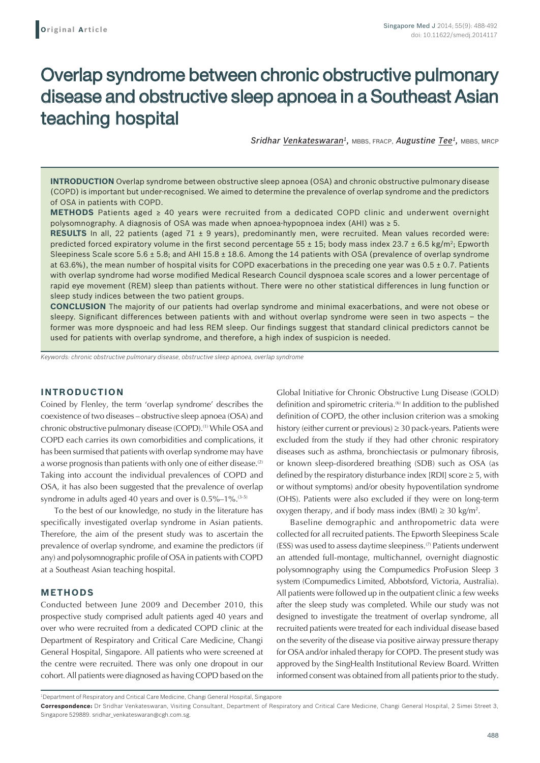Original Article

# Overlap syndrome between chronic obstructive pulmonary disease and obstructive sleep apnoea in a Southeast Asian teaching hospital

*Sridhar Venkateswaran*[1], MBBS, FRACP, *Augustine Tee*[1], MBBS, MRCP

**INTRODUCTION** Overlap syndrome between obstructive sleep apnoea (OSA) and chronic obstructive pulmonary disease (COPD) is important but under-recognised. We aimed to determine the prevalence of overlap syndrome and the predictors of OSA in patients with COPD.

**METHODS** Patients aged ≥ 40 years were recruited from a dedicated COPD clinic and underwent overnight polysomnography. A diagnosis of OSA was made when apnoea-hypopnoea index (AHI) was ≥ 5.

**RESULTS** In all, 22 patients (aged 71 ± 9 years), predominantly men, were recruited. Mean values recorded were: predicted forced expiratory volume in the first second percentage 55 ± 15; body mass index 23.7 ± 6.5 kg/m$^2$; Epworth Sleepiness Scale score 5.6 ± 5.8; and AHI 15.8 ± 18.6. Among the 14 patients with OSA (prevalence of overlap syndrome at 63.6%), the mean number of hospital visits for COPD exacerbations in the preceding one year was 0.5 ± 0.7. Patients with overlap syndrome had worse modified Medical Research Council dyspnoea scale scores and a lower percentage of rapid eye movement (REM) sleep than patients without. There were no other statistical differences in lung function or sleep study indices between the two patient groups.

**CONCLUSION** The majority of our patients had overlap syndrome and minimal exacerbations, and were not obese or sleepy. Significant differences between patients with and without overlap syndrome were seen in two aspects – the former was more dyspnoeic and had less REM sleep. Our findings suggest that standard clinical predictors cannot be used for patients with overlap syndrome, and therefore, a high index of suspicion is needed.

*Keywords: chronic obstructive pulmonary disease, obstructive sleep apnoea, overlap syndrome*

## INTRODUCTION

Coined by Flenley, the term 'overlap syndrome' describes the coexistence of two diseases – obstructive sleep apnoea (OSA) and chronic obstructive pulmonary disease (COPD).[1] While OSA and COPD each carries its own comorbidities and complications, it has been surmised that patients with overlap syndrome may have a worse prognosis than patients with only one of either disease.[2] Taking into account the individual prevalences of COPD and OSA, it has also been suggested that the prevalence of overlap syndrome in adults aged 40 years and over is 0.5%–1%.[3-5]

To the best of our knowledge, no study in the literature has specifically investigated overlap syndrome in Asian patients. Therefore, the aim of the present study was to ascertain the prevalence of overlap syndrome, and examine the predictors (if any) and polysomnographic profile of OSA in patients with COPD at a Southeast Asian teaching hospital.

## METHODS

Conducted between June 2009 and December 2010, this prospective study comprised adult patients aged 40 years and over who were recruited from a dedicated COPD clinic at the Department of Respiratory and Critical Care Medicine, Changi General Hospital, Singapore. All patients who were screened at the centre were recruited. There was only one dropout in our cohort. All patients were diagnosed as having COPD based on the Global Initiative for Chronic Obstructive Lung Disease (GOLD) definition and spirometric criteria.[6] In addition to the published definition of COPD, the other inclusion criterion was a smoking history (either current or previous) ≥ 30 pack-years. Patients were excluded from the study if they had other chronic respiratory diseases such as asthma, bronchiectasis or pulmonary fibrosis, or known sleep-disordered breathing (SDB) such as OSA (as defined by the respiratory disturbance index [RDI] score ≥ 5, with or without symptoms) and/or obesity hypoventilation syndrome (OHS). Patients were also excluded if they were on long-term oxygen therapy, and if body mass index (BMI) ≥ 30 kg/m$^2$.

Baseline demographic and anthropometric data were collected for all recruited patients. The Epworth Sleepiness Scale (ESS) was used to assess daytime sleepiness.[7] Patients underwent an attended full-montage, multichannel, overnight diagnostic polysomnography using the Compumedics ProFusion Sleep 3 system (Compumedics Limited, Abbotsford, Victoria, Australia). All patients were followed up in the outpatient clinic a few weeks after the sleep study was completed. While our study was not designed to investigate the treatment of overlap syndrome, all recruited patients were treated for each individual disease based on the severity of the disease via positive airway pressure therapy for OSA and/or inhaled therapy for COPD. The present study was approved by the SingHealth Institutional Review Board. Written informed consent was obtained from all patients prior to the study.

[1]Department of Respiratory and Critical Care Medicine, Changi General Hospital, Singapore

**Correspondence:** Dr Sridhar Venkateswaran, Visiting Consultant, Department of Respiratory and Critical Care Medicine, Changi General Hospital, 2 Simei Street 3, Singapore 529889. sridhar_venkateswaran@cgh.com.sg.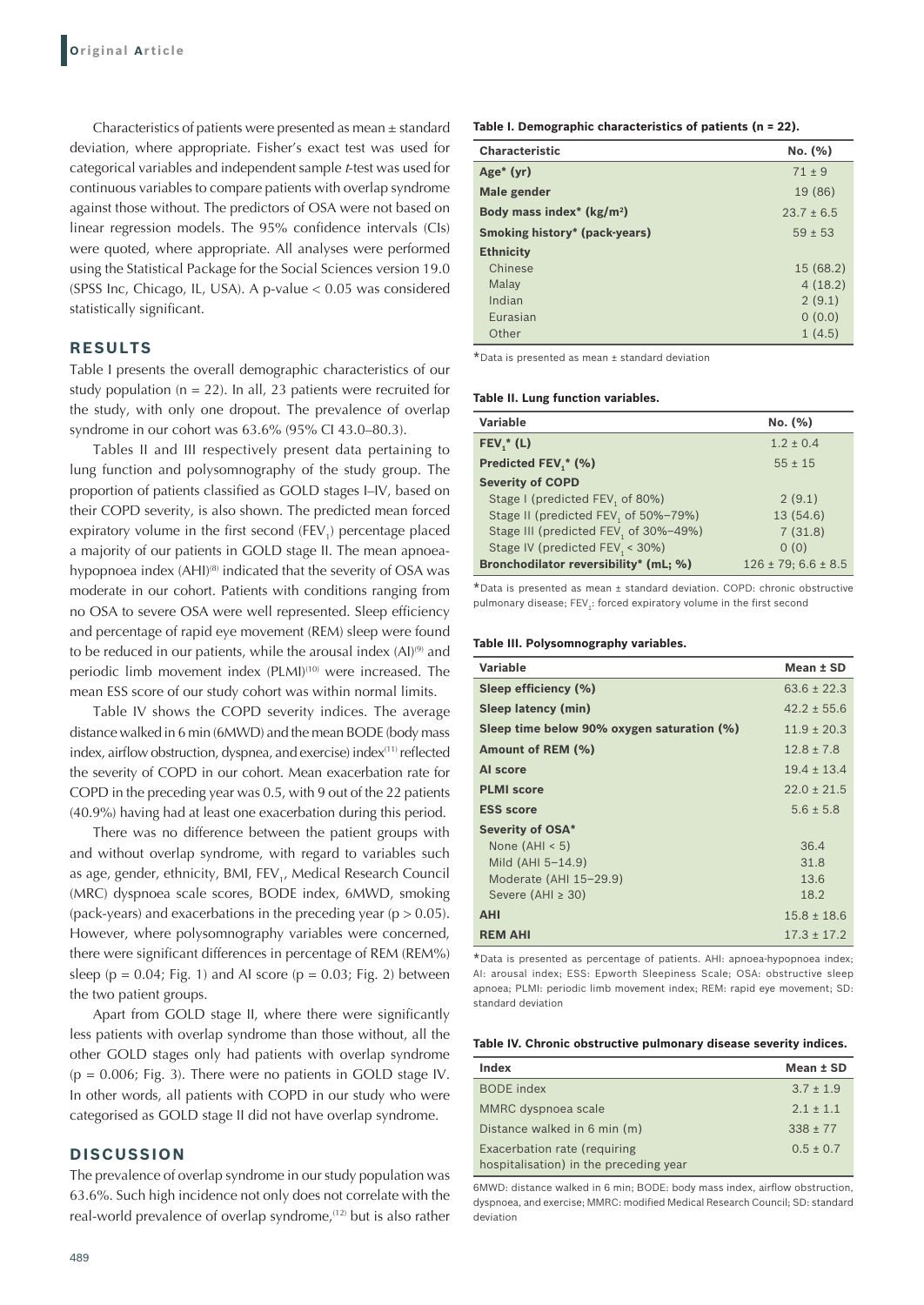Characteristics of patients were presented as mean ± standard deviation, where appropriate. Fisher's exact test was used for categorical variables and independent sample *t*-test was used for continuous variables to compare patients with overlap syndrome against those without. The predictors of OSA were not based on linear regression models. The 95% confidence intervals (CIs) were quoted, where appropriate. All analyses were performed using the Statistical Package for the Social Sciences version 19.0 (SPSS Inc, Chicago, IL, USA). A p-value < 0.05 was considered statistically significant.

## RESULTS

Table I presents the overall demographic characteristics of our study population (n = 22). In all, 23 patients were recruited for the study, with only one dropout. The prevalence of overlap syndrome in our cohort was 63.6% (95% CI 43.0–80.3).

Tables II and III respectively present data pertaining to lung function and polysomnography of the study group. The proportion of patients classified as GOLD stages I–IV, based on their COPD severity, is also shown. The predicted mean forced expiratory volume in the first second ($FEV_1$) percentage placed a majority of our patients in GOLD stage II. The mean apnoea-hypopnoea index (AHI)[8] indicated that the severity of OSA was moderate in our cohort. Patients with conditions ranging from no OSA to severe OSA were well represented. Sleep efficiency and percentage of rapid eye movement (REM) sleep were found to be reduced in our patients, while the arousal index (AI)[9] and periodic limb movement index (PLMI)[10] were increased. The mean ESS score of our study cohort was within normal limits.

Table IV shows the COPD severity indices. The average distance walked in 6 min (6MWD) and the mean BODE (body mass index, airflow obstruction, dyspnea, and exercise) index[11] reflected the severity of COPD in our cohort. Mean exacerbation rate for COPD in the preceding year was 0.5, with 9 out of the 22 patients (40.9%) having had at least one exacerbation during this period.

There was no difference between the patient groups with and without overlap syndrome, with regard to variables such as age, gender, ethnicity, BMI, $FEV_1$, Medical Research Council (MRC) dyspnoea scale scores, BODE index, 6MWD, smoking (pack-years) and exacerbations in the preceding year (p > 0.05). However, where polysomnography variables were concerned, there were significant differences in percentage of REM (REM%) sleep (p = 0.04; Fig. 1) and AI score (p = 0.03; Fig. 2) between the two patient groups.

Apart from GOLD stage II, where there were significantly less patients with overlap syndrome than those without, all the other GOLD stages only had patients with overlap syndrome (p = 0.006; Fig. 3). There were no patients in GOLD stage IV. In other words, all patients with COPD in our study who were categorised as GOLD stage II did not have overlap syndrome.

## DISCUSSION

The prevalence of overlap syndrome in our study population was 63.6%. Such high incidence not only does not correlate with the real-world prevalence of overlap syndrome,[12] but is also rather

**Table I. Demographic characteristics of patients (n = 22).**

| Characteristic | No. (%) |
|---|---|
| **Age* (yr)** | 71 ± 9 |
| **Male gender** | 19 (86) |
| **Body mass index* (kg/m²)** | 23.7 ± 6.5 |
| **Smoking history* (pack-years)** | 59 ± 53 |
| **Ethnicity** | |
| Chinese | 15 (68.2) |
| Malay | 4 (18.2) |
| Indian | 2 (9.1) |
| Eurasian | 0 (0.0) |
| Other | 1 (4.5) |

*Data is presented as mean ± standard deviation

**Table II. Lung function variables.**

| Variable | No. (%) |
|---|---|
| **$FEV_1$* (L)** | 1.2 ± 0.4 |
| **Predicted $FEV_1$* (%)** | 55 ± 15 |
| **Severity of COPD** | |
| Stage I (predicted $FEV_1$ of 80%) | 2 (9.1) |
| Stage II (predicted $FEV_1$ of 50%–79%) | 13 (54.6) |
| Stage III (predicted $FEV_1$ of 30%–49%) | 7 (31.8) |
| Stage IV (predicted $FEV_1$ < 30%) | 0 (0) |
| **Bronchodilator reversibility* (mL; %)** | 126 ± 79; 6.6 ± 8.5 |

*Data is presented as mean ± standard deviation. COPD: chronic obstructive pulmonary disease; $FEV_1$: forced expiratory volume in the first second

**Table III. Polysomnography variables.**

| Variable | Mean ± SD |
|---|---|
| **Sleep efficiency (%)** | 63.6 ± 22.3 |
| **Sleep latency (min)** | 42.2 ± 55.6 |
| **Sleep time below 90% oxygen saturation (%)** | 11.9 ± 20.3 |
| **Amount of REM (%)** | 12.8 ± 7.8 |
| **AI score** | 19.4 ± 13.4 |
| **PLMI score** | 22.0 ± 21.5 |
| **ESS score** | 5.6 ± 5.8 |
| **Severity of OSA*** | |
| None (AHI < 5) | 36.4 |
| Mild (AHI 5–14.9) | 31.8 |
| Moderate (AHI 15–29.9) | 13.6 |
| Severe (AHI ≥ 30) | 18.2 |
| **AHI** | 15.8 ± 18.6 |
| **REM AHI** | 17.3 ± 17.2 |

*Data is presented as percentage of patients. AHI: apnoea-hypopnoea index; AI: arousal index; ESS: Epworth Sleepiness Scale; OSA: obstructive sleep apnoea; PLMI: periodic limb movement index; REM: rapid eye movement; SD: standard deviation

**Table IV. Chronic obstructive pulmonary disease severity indices.**

| Index | Mean ± SD |
|---|---|
| BODE index | 3.7 ± 1.9 |
| MMRC dyspnoea scale | 2.1 ± 1.1 |
| Distance walked in 6 min (m) | 338 ± 77 |
| Exacerbation rate (requiring hospitalisation) in the preceding year | 0.5 ± 0.7 |

6MWD: distance walked in 6 min; BODE: body mass index, airflow obstruction, dyspnoea, and exercise; MMRC: modified Medical Research Council; SD: standard deviation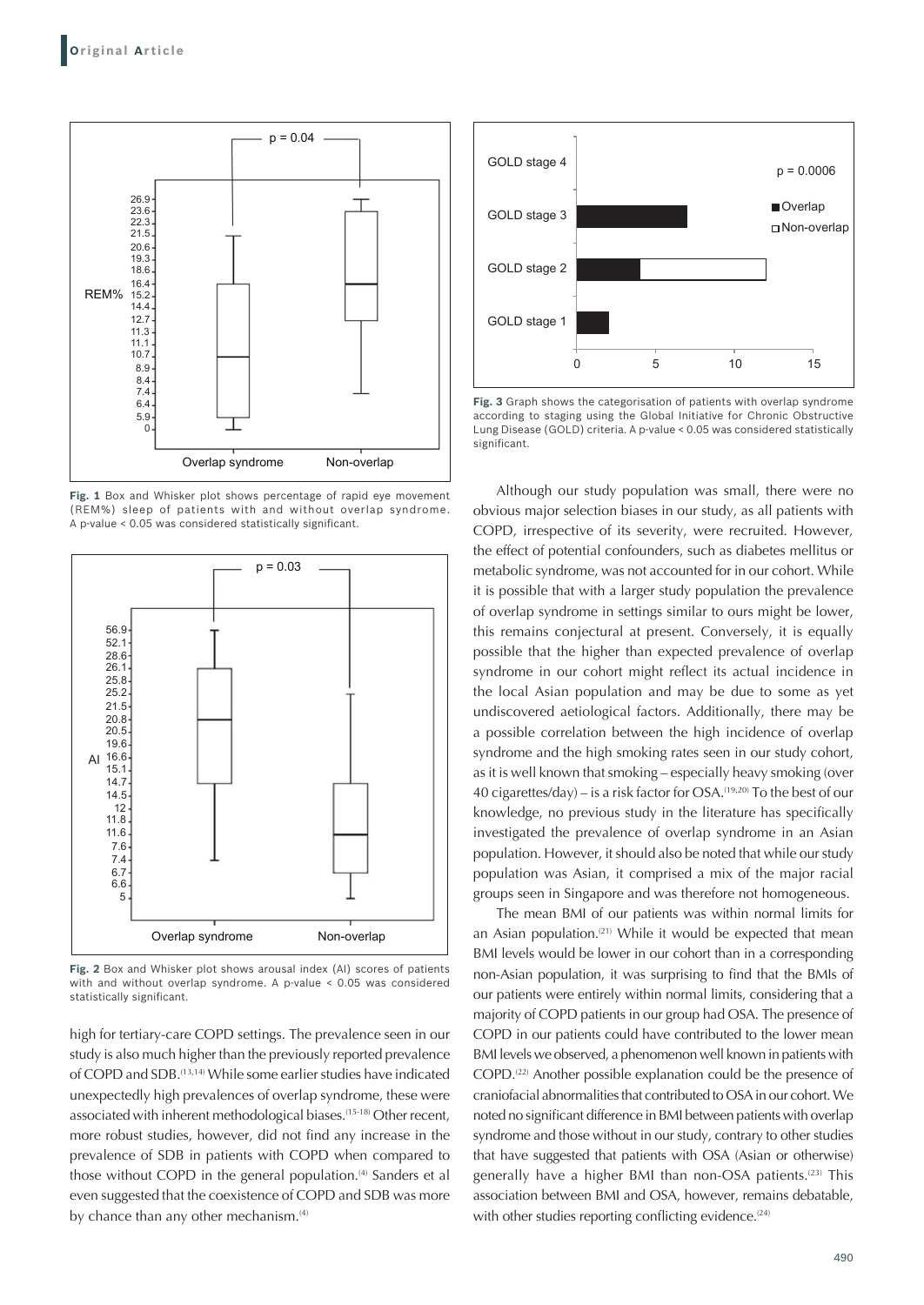Fig. 1 Box and Whisker plot shows percentage of rapid eye movement (REM%) sleep of patients with and without overlap syndrome. A p-value < 0.05 was considered statistically significant.

Fig. 2 Box and Whisker plot shows arousal index (AI) scores of patients with and without overlap syndrome. A p-value < 0.05 was considered statistically significant.

high for tertiary-care COPD settings. The prevalence seen in our study is also much higher than the previously reported prevalence of COPD and SDB.[13,14] While some earlier studies have indicated unexpectedly high prevalences of overlap syndrome, these were associated with inherent methodological biases.[15–18] Other recent, more robust studies, however, did not find any increase in the prevalence of SDB in patients with COPD when compared to those without COPD in the general population.[4] Sanders et al even suggested that the coexistence of COPD and SDB was more by chance than any other mechanism.[4]

Fig. 3 Graph shows the categorisation of patients with overlap syndrome according to staging using the Global Initiative for Chronic Obstructive Lung Disease (GOLD) criteria. A p-value < 0.05 was considered statistically significant.

Although our study population was small, there were no obvious major selection biases in our study, as all patients with COPD, irrespective of its severity, were recruited. However, the effect of potential confounders, such as diabetes mellitus or metabolic syndrome, was not accounted for in our cohort. While it is possible that with a larger study population the prevalence of overlap syndrome in settings similar to ours might be lower, this remains conjectural at present. Conversely, it is equally possible that the higher than expected prevalence of overlap syndrome in our cohort might reflect its actual incidence in the local Asian population and may be due to some as yet undiscovered aetiological factors. Additionally, there may be a possible correlation between the high incidence of overlap syndrome and the high smoking rates seen in our study cohort, as it is well known that smoking – especially heavy smoking (over 40 cigarettes/day) – is a risk factor for OSA.[19,20] To the best of our knowledge, no previous study in the literature has specifically investigated the prevalence of overlap syndrome in an Asian population. However, it should also be noted that while our study population was Asian, it comprised a mix of the major racial groups seen in Singapore and was therefore not homogeneous.

The mean BMI of our patients was within normal limits for an Asian population.[21] While it would be expected that mean BMI levels would be lower in our cohort than in a corresponding non-Asian population, it was surprising to find that the BMIs of our patients were entirely within normal limits, considering that a majority of COPD patients in our group had OSA. The presence of COPD in our patients could have contributed to the lower mean BMI levels we observed, a phenomenon well known in patients with COPD.[22] Another possible explanation could be the presence of craniofacial abnormalities that contributed to OSA in our cohort. We noted no significant difference in BMI between patients with overlap syndrome and those without in our study, contrary to other studies that have suggested that patients with OSA (Asian or otherwise) generally have a higher BMI than non-OSA patients.[23] This association between BMI and OSA, however, remains debatable, with other studies reporting conflicting evidence.[24]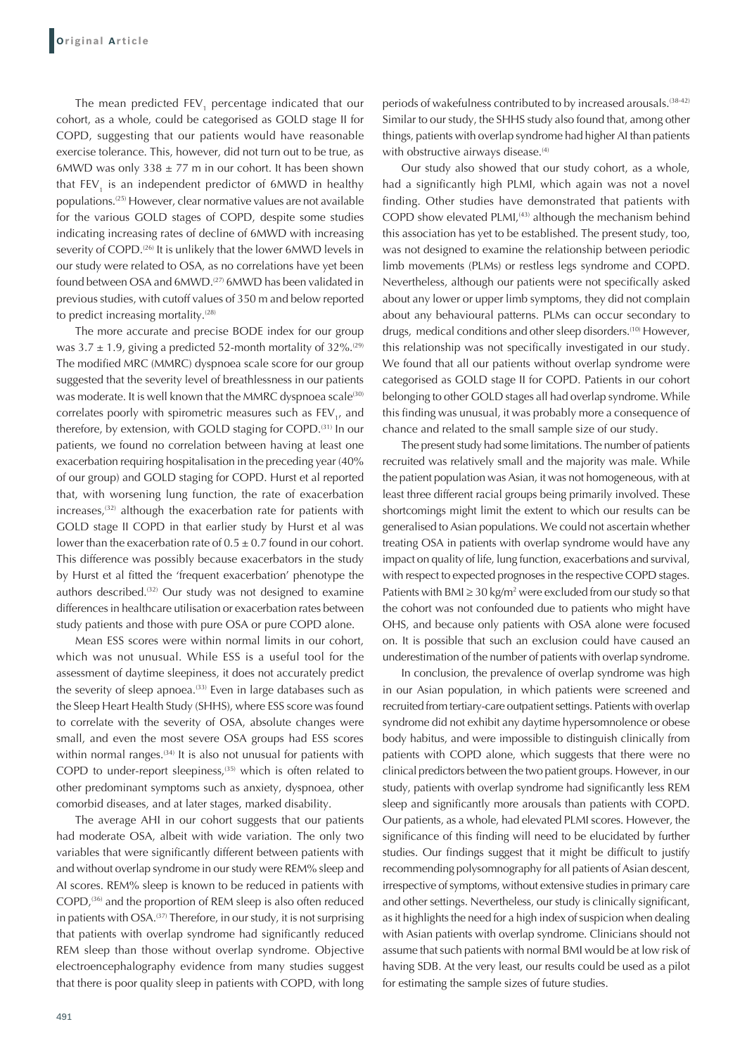The mean predicted $FEV_1$ percentage indicated that our cohort, as a whole, could be categorised as GOLD stage II for COPD, suggesting that our patients would have reasonable exercise tolerance. This, however, did not turn out to be true, as 6MWD was only 338 ± 77 m in our cohort. It has been shown that $FEV_1$ is an independent predictor of 6MWD in healthy populations.[25] However, clear normative values are not available for the various GOLD stages of COPD, despite some studies indicating increasing rates of decline of 6MWD with increasing severity of COPD.[26] It is unlikely that the lower 6MWD levels in our study were related to OSA, as no correlations have yet been found between OSA and 6MWD.[27] 6MWD has been validated in previous studies, with cutoff values of 350 m and below reported to predict increasing mortality.[28]

The more accurate and precise BODE index for our group was 3.7 ± 1.9, giving a predicted 52-month mortality of 32%.[29] The modified MRC (MMRC) dyspnoea scale score for our group suggested that the severity level of breathlessness in our patients was moderate. It is well known that the MMRC dyspnoea scale[30] correlates poorly with spirometric measures such as $FEV_1$, and therefore, by extension, with GOLD staging for COPD.[31] In our patients, we found no correlation between having at least one exacerbation requiring hospitalisation in the preceding year (40% of our group) and GOLD staging for COPD. Hurst et al reported that, with worsening lung function, the rate of exacerbation increases,[32] although the exacerbation rate for patients with GOLD stage II COPD in that earlier study by Hurst et al was lower than the exacerbation rate of 0.5 ± 0.7 found in our cohort. This difference was possibly because exacerbators in the study by Hurst et al fitted the 'frequent exacerbation' phenotype the authors described.[32] Our study was not designed to examine differences in healthcare utilisation or exacerbation rates between study patients and those with pure OSA or pure COPD alone.

Mean ESS scores were within normal limits in our cohort, which was not unusual. While ESS is a useful tool for the assessment of daytime sleepiness, it does not accurately predict the severity of sleep apnoea.[33] Even in large databases such as the Sleep Heart Health Study (SHHS), where ESS score was found to correlate with the severity of OSA, absolute changes were small, and even the most severe OSA groups had ESS scores within normal ranges.[34] It is also not unusual for patients with COPD to under-report sleepiness,[35] which is often related to other predominant symptoms such as anxiety, dyspnoea, other comorbid diseases, and at later stages, marked disability.

The average AHI in our cohort suggests that our patients had moderate OSA, albeit with wide variation. The only two variables that were significantly different between patients with and without overlap syndrome in our study were REM% sleep and AI scores. REM% sleep is known to be reduced in patients with COPD,[36] and the proportion of REM sleep is also often reduced in patients with OSA.[37] Therefore, in our study, it is not surprising that patients with overlap syndrome had significantly reduced REM sleep than those without overlap syndrome. Objective electroencephalography evidence from many studies suggest that there is poor quality sleep in patients with COPD, with long periods of wakefulness contributed to by increased arousals.[38-42] Similar to our study, the SHHS study also found that, among other things, patients with overlap syndrome had higher AI than patients with obstructive airways disease.[4]

Our study also showed that our study cohort, as a whole, had a significantly high PLMI, which again was not a novel finding. Other studies have demonstrated that patients with COPD show elevated PLMI,[43] although the mechanism behind this association has yet to be established. The present study, too, was not designed to examine the relationship between periodic limb movements (PLMs) or restless legs syndrome and COPD. Nevertheless, although our patients were not specifically asked about any lower or upper limb symptoms, they did not complain about any behavioural patterns. PLMs can occur secondary to drugs, medical conditions and other sleep disorders.[10] However, this relationship was not specifically investigated in our study. We found that all our patients without overlap syndrome were categorised as GOLD stage II for COPD. Patients in our cohort belonging to other GOLD stages all had overlap syndrome. While this finding was unusual, it was probably more a consequence of chance and related to the small sample size of our study.

The present study had some limitations. The number of patients recruited was relatively small and the majority was male. While the patient population was Asian, it was not homogeneous, with at least three different racial groups being primarily involved. These shortcomings might limit the extent to which our results can be generalised to Asian populations. We could not ascertain whether treating OSA in patients with overlap syndrome would have any impact on quality of life, lung function, exacerbations and survival, with respect to expected prognoses in the respective COPD stages. Patients with BMI ≥ 30 kg/m$^2$ were excluded from our study so that the cohort was not confounded due to patients who might have OHS, and because only patients with OSA alone were focused on. It is possible that such an exclusion could have caused an underestimation of the number of patients with overlap syndrome.

In conclusion, the prevalence of overlap syndrome was high in our Asian population, in which patients were screened and recruited from tertiary-care outpatient settings. Patients with overlap syndrome did not exhibit any daytime hypersomnolence or obese body habitus, and were impossible to distinguish clinically from patients with COPD alone, which suggests that there were no clinical predictors between the two patient groups. However, in our study, patients with overlap syndrome had significantly less REM sleep and significantly more arousals than patients with COPD. Our patients, as a whole, had elevated PLMI scores. However, the significance of this finding will need to be elucidated by further studies. Our findings suggest that it might be difficult to justify recommending polysomnography for all patients of Asian descent, irrespective of symptoms, without extensive studies in primary care and other settings. Nevertheless, our study is clinically significant, as it highlights the need for a high index of suspicion when dealing with Asian patients with overlap syndrome. Clinicians should not assume that such patients with normal BMI would be at low risk of having SDB. At the very least, our results could be used as a pilot for estimating the sample sizes of future studies.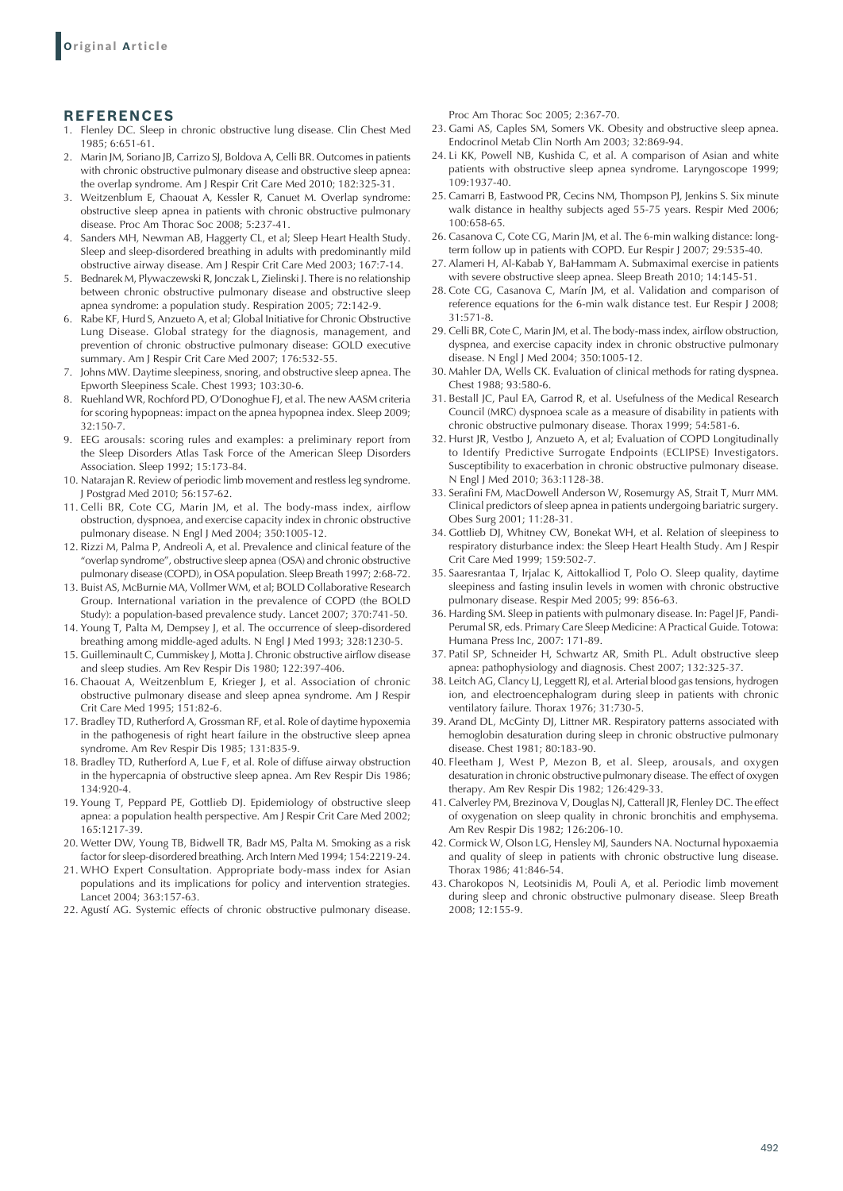## REFERENCES

1. Flenley DC. Sleep in chronic obstructive lung disease. Clin Chest Med 1985; 6:651-61.
2. Marin JM, Soriano JB, Carrizo SJ, Boldova A, Celli BR. Outcomes in patients with chronic obstructive pulmonary disease and obstructive sleep apnea: the overlap syndrome. Am J Respir Crit Care Med 2010; 182:325-31.
3. Weitzenblum E, Chaouat A, Kessler R, Canuet M. Overlap syndrome: obstructive sleep apnea in patients with chronic obstructive pulmonary disease. Proc Am Thorac Soc 2008; 5:237-41.
4. Sanders MH, Newman AB, Haggerty CL, et al; Sleep Heart Health Study. Sleep and sleep-disordered breathing in adults with predominantly mild obstructive airway disease. Am J Respir Crit Care Med 2003; 167:7-14.
5. Bednarek M, Plywaczewski R, Jonczak L, Zielinski J. There is no relationship between chronic obstructive pulmonary disease and obstructive sleep apnea syndrome: a population study. Respiration 2005; 72:142-9.
6. Rabe KF, Hurd S, Anzueto A, et al; Global Initiative for Chronic Obstructive Lung Disease. Global strategy for the diagnosis, management, and prevention of chronic obstructive pulmonary disease: GOLD executive summary. Am J Respir Crit Care Med 2007; 176:532-55.
7. Johns MW. Daytime sleepiness, snoring, and obstructive sleep apnea. The Epworth Sleepiness Scale. Chest 1993; 103:30-6.
8. Ruehland WR, Rochford PD, O'Donoghue FJ, et al. The new AASM criteria for scoring hypopneas: impact on the apnea hypopnea index. Sleep 2009; 32:150-7.
9. EEG arousals: scoring rules and examples: a preliminary report from the Sleep Disorders Atlas Task Force of the American Sleep Disorders Association. Sleep 1992; 15:173-84.
10. Natarajan R. Review of periodic limb movement and restless leg syndrome. J Postgrad Med 2010; 56:157-62.
11. Celli BR, Cote CG, Marin JM, et al. The body-mass index, airflow obstruction, dyspnoea, and exercise capacity index in chronic obstructive pulmonary disease. N Engl J Med 2004; 350:1005-12.
12. Rizzi M, Palma P, Andreoli A, et al. Prevalence and clinical feature of the "overlap syndrome", obstructive sleep apnea (OSA) and chronic obstructive pulmonary disease (COPD), in OSA population. Sleep Breath 1997; 2:68-72.
13. Buist AS, McBurnie MA, Vollmer WM, et al; BOLD Collaborative Research Group. International variation in the prevalence of COPD (the BOLD Study): a population-based prevalence study. Lancet 2007; 370:741-50.
14. Young T, Palta M, Dempsey J, et al. The occurrence of sleep-disordered breathing among middle-aged adults. N Engl J Med 1993; 328:1230-5.
15. Guilleminault C, Cummiskey J, Motta J. Chronic obstructive airflow disease and sleep studies. Am Rev Respir Dis 1980; 122:397-406.
16. Chaouat A, Weitzenblum E, Krieger J, et al. Association of chronic obstructive pulmonary disease and sleep apnea syndrome. Am J Respir Crit Care Med 1995; 151:82-6.
17. Bradley TD, Rutherford A, Grossman RF, et al. Role of daytime hypoxemia in the pathogenesis of right heart failure in the obstructive sleep apnea syndrome. Am Rev Respir Dis 1985; 131:835-9.
18. Bradley TD, Rutherford A, Lue F, et al. Role of diffuse airway obstruction in the hypercapnia of obstructive sleep apnea. Am Rev Respir Dis 1986; 134:920-4.
19. Young T, Peppard PE, Gottlieb DJ. Epidemiology of obstructive sleep apnea: a population health perspective. Am J Respir Crit Care Med 2002; 165:1217-39.
20. Wetter DW, Young TB, Bidwell TR, Badr MS, Palta M. Smoking as a risk factor for sleep-disordered breathing. Arch Intern Med 1994; 154:2219-24.
21. WHO Expert Consultation. Appropriate body-mass index for Asian populations and its implications for policy and intervention strategies. Lancet 2004; 363:157-63.
22. Agustí AG. Systemic effects of chronic obstructive pulmonary disease. Proc Am Thorac Soc 2005; 2:367-70.
23. Gami AS, Caples SM, Somers VK. Obesity and obstructive sleep apnea. Endocrinol Metab Clin North Am 2003; 32:869-94.
24. Li KK, Powell NB, Kushida C, et al. A comparison of Asian and white patients with obstructive sleep apnea syndrome. Laryngoscope 1999; 109:1937-40.
25. Camarri B, Eastwood PR, Cecins NM, Thompson PJ, Jenkins S. Six minute walk distance in healthy subjects aged 55-75 years. Respir Med 2006; 100:658-65.
26. Casanova C, Cote CG, Marin JM, et al. The 6-min walking distance: long-term follow up in patients with COPD. Eur Respir J 2007; 29:535-40.
27. Alameri H, Al-Kabab Y, BaHammam A. Submaximal exercise in patients with severe obstructive sleep apnea. Sleep Breath 2010; 14:145-51.
28. Cote CG, Casanova C, Marín JM, et al. Validation and comparison of reference equations for the 6-min walk distance test. Eur Respir J 2008; 31:571-8.
29. Celli BR, Cote C, Marin JM, et al. The body-mass index, airflow obstruction, dyspnea, and exercise capacity index in chronic obstructive pulmonary disease. N Engl J Med 2004; 350:1005-12.
30. Mahler DA, Wells CK. Evaluation of clinical methods for rating dyspnea. Chest 1988; 93:580-6.
31. Bestall JC, Paul EA, Garrod R, et al. Usefulness of the Medical Research Council (MRC) dyspnoea scale as a measure of disability in patients with chronic obstructive pulmonary disease. Thorax 1999; 54:581-6.
32. Hurst JR, Vestbo J, Anzueto A, et al; Evaluation of COPD Longitudinally to Identify Predictive Surrogate Endpoints (ECLIPSE) Investigators. Susceptibility to exacerbation in chronic obstructive pulmonary disease. N Engl J Med 2010; 363:1128-38.
33. Serafini FM, MacDowell Anderson W, Rosemurgy AS, Strait T, Murr MM. Clinical predictors of sleep apnea in patients undergoing bariatric surgery. Obes Surg 2001; 11:28-31.
34. Gottlieb DJ, Whitney CW, Bonekat WH, et al. Relation of sleepiness to respiratory disturbance index: the Sleep Heart Health Study. Am J Respir Crit Care Med 1999; 159:502-7.
35. Saaresrantaa T, Irjalac K, Aittokalliod T, Polo O. Sleep quality, daytime sleepiness and fasting insulin levels in women with chronic obstructive pulmonary disease. Respir Med 2005; 99: 856-63.
36. Harding SM. Sleep in patients with pulmonary disease. In: Pagel JF, Pandi-Perumal SR, eds. Primary Care Sleep Medicine: A Practical Guide. Totowa: Humana Press Inc, 2007: 171-89.
37. Patil SP, Schneider H, Schwartz AR, Smith PL. Adult obstructive sleep apnea: pathophysiology and diagnosis. Chest 2007; 132:325-37.
38. Leitch AG, Clancy LJ, Leggett RJ, et al. Arterial blood gas tensions, hydrogen ion, and electroencephalogram during sleep in patients with chronic ventilatory failure. Thorax 1976; 31:730-5.
39. Arand DL, McGinty DJ, Littner MR. Respiratory patterns associated with hemoglobin desaturation during sleep in chronic obstructive pulmonary disease. Chest 1981; 80:183-90.
40. Fleetham J, West P, Mezon B, et al. Sleep, arousals, and oxygen desaturation in chronic obstructive pulmonary disease. The effect of oxygen therapy. Am Rev Respir Dis 1982; 126:429-33.
41. Calverley PM, Brezinova V, Douglas NJ, Catterall JR, Flenley DC. The effect of oxygenation on sleep quality in chronic bronchitis and emphysema. Am Rev Respir Dis 1982; 126:206-10.
42. Cormick W, Olson LG, Hensley MJ, Saunders NA. Nocturnal hypoxaemia and quality of sleep in patients with chronic obstructive lung disease. Thorax 1986; 41:846-54.
43. Charokopos N, Leotsinidis M, Pouli A, et al. Periodic limb movement during sleep and chronic obstructive pulmonary disease. Sleep Breath 2008; 12:155-9.